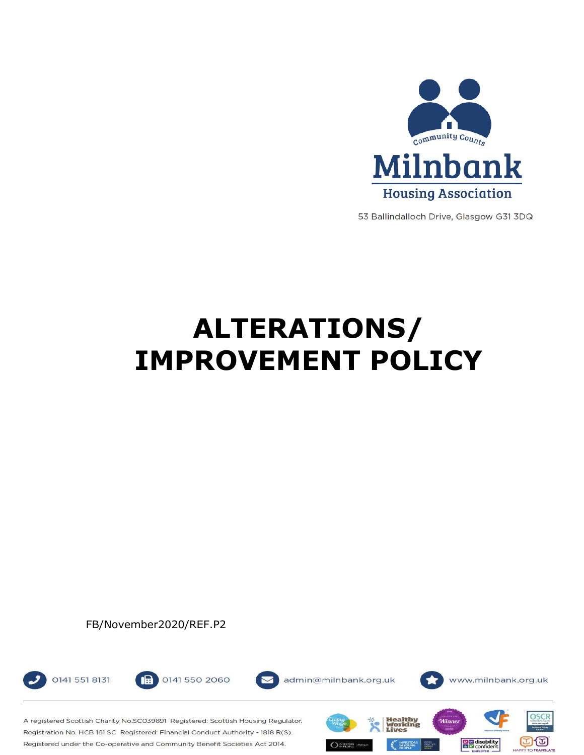Community Counts

**Milnbank**

**Housing Association**

53 Ballindalloch Drive, Glasgow G31 3DQ

# ALTERATIONS/ IMPROVEMENT POLICY

FB/November2020/REF.P2

0141 551 8131 | 0141 550 2060 | admin@milnbank.org.uk | www.milnbank.org.uk

A registered Scottish Charity No.SC039891 Registered: Scottish Housing Regulator. Registration No. HCB 161 SC Registered: Financial Conduct Authority - 1818 R(S). Registered under the Co-operative and Community Benefit Societies Act 2014.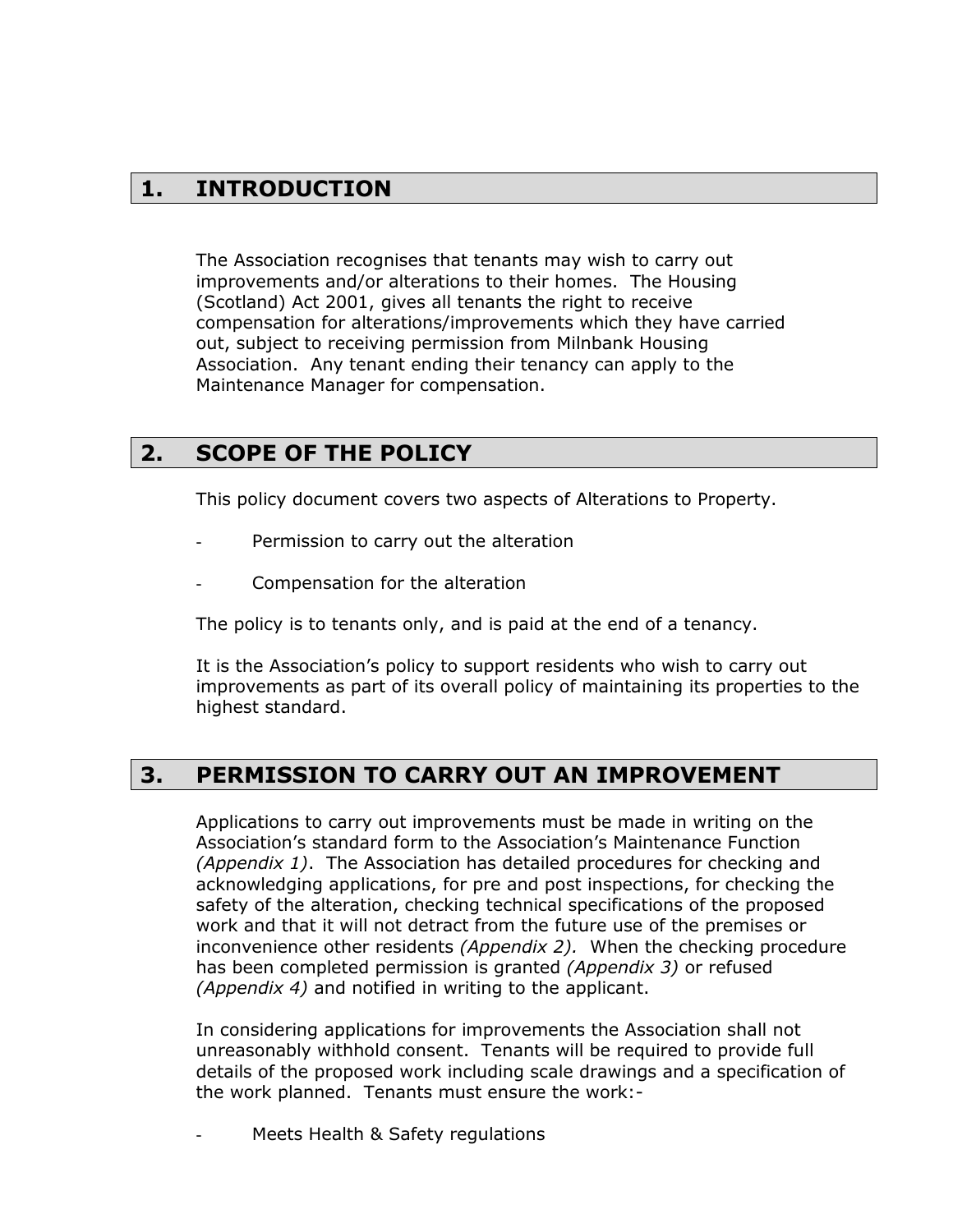## 1. INTRODUCTION

The Association recognises that tenants may wish to carry out improvements and/or alterations to their homes. The Housing (Scotland) Act 2001, gives all tenants the right to receive compensation for alterations/improvements which they have carried out, subject to receiving permission from Milnbank Housing Association. Any tenant ending their tenancy can apply to the Maintenance Manager for compensation.

## 2. SCOPE OF THE POLICY

This policy document covers two aspects of Alterations to Property.

- Permission to carry out the alteration
- Compensation for the alteration

The policy is to tenants only, and is paid at the end of a tenancy.

It is the Association's policy to support residents who wish to carry out improvements as part of its overall policy of maintaining its properties to the highest standard.

## 3. PERMISSION TO CARRY OUT AN IMPROVEMENT

Applications to carry out improvements must be made in writing on the Association's standard form to the Association's Maintenance Function *(Appendix 1)*. The Association has detailed procedures for checking and acknowledging applications, for pre and post inspections, for checking the safety of the alteration, checking technical specifications of the proposed work and that it will not detract from the future use of the premises or inconvenience other residents *(Appendix 2).* When the checking procedure has been completed permission is granted *(Appendix 3)* or refused *(Appendix 4)* and notified in writing to the applicant.

In considering applications for improvements the Association shall not unreasonably withhold consent. Tenants will be required to provide full details of the proposed work including scale drawings and a specification of the work planned. Tenants must ensure the work:-

- Meets Health & Safety regulations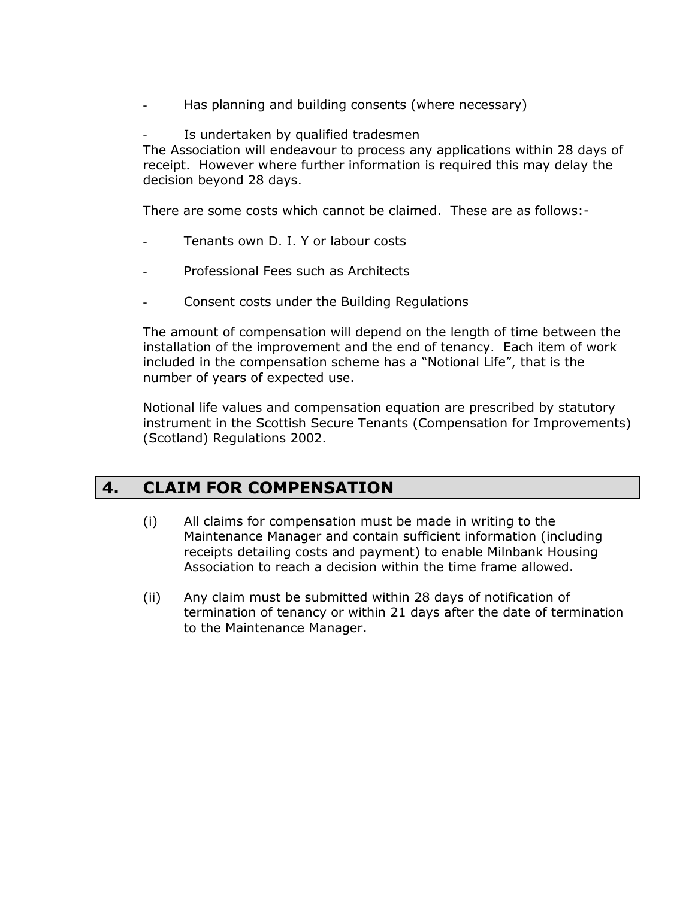- Has planning and building consents (where necessary)
- Is undertaken by qualified tradesmen

The Association will endeavour to process any applications within 28 days of receipt. However where further information is required this may delay the decision beyond 28 days.

There are some costs which cannot be claimed. These are as follows:-

- Tenants own D. I. Y or labour costs
- Professional Fees such as Architects
- Consent costs under the Building Regulations

The amount of compensation will depend on the length of time between the installation of the improvement and the end of tenancy. Each item of work included in the compensation scheme has a "Notional Life", that is the number of years of expected use.

Notional life values and compensation equation are prescribed by statutory instrument in the Scottish Secure Tenants (Compensation for Improvements) (Scotland) Regulations 2002.

## 4. CLAIM FOR COMPENSATION

(i) All claims for compensation must be made in writing to the Maintenance Manager and contain sufficient information (including receipts detailing costs and payment) to enable Milnbank Housing Association to reach a decision within the time frame allowed.

(ii) Any claim must be submitted within 28 days of notification of termination of tenancy or within 21 days after the date of termination to the Maintenance Manager.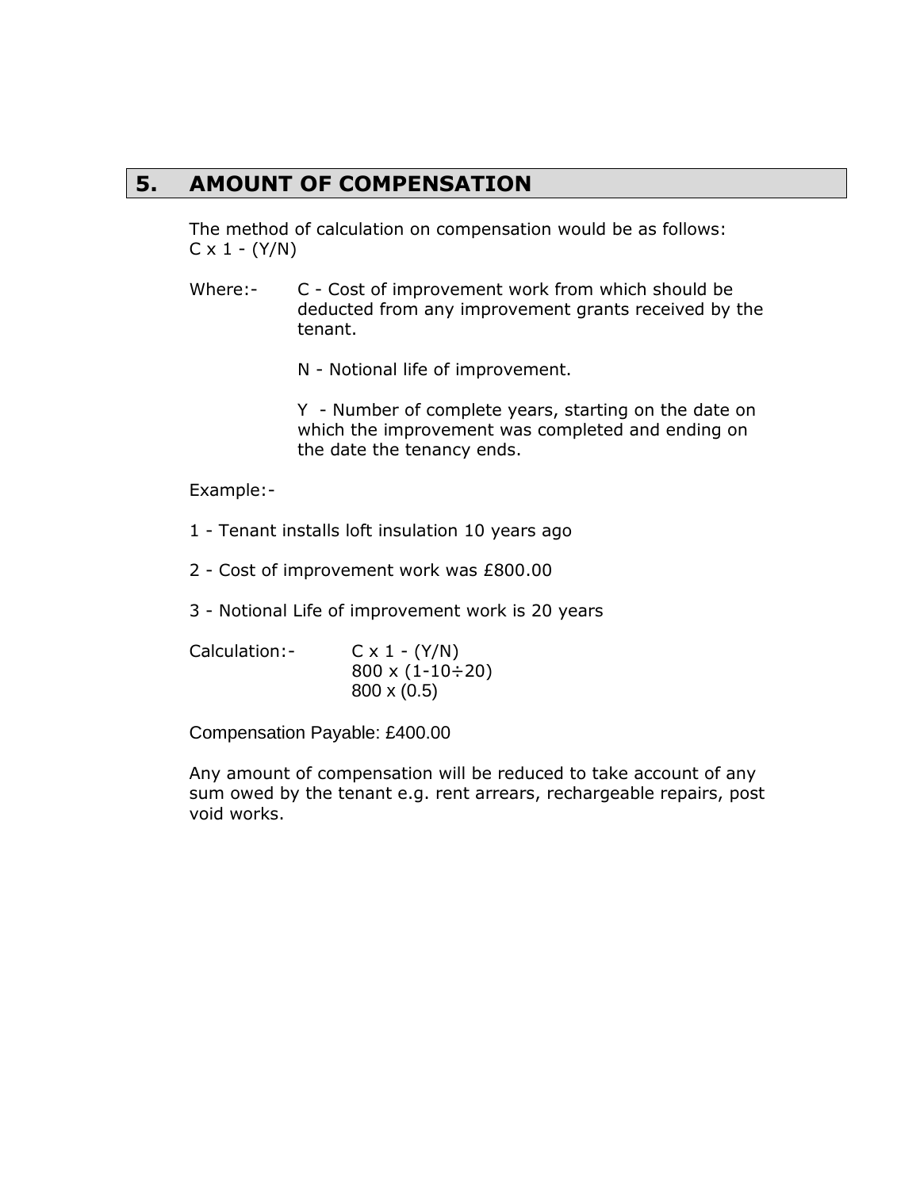## 5. AMOUNT OF COMPENSATION

The method of calculation on compensation would be as follows:
$C \times 1 - (Y/N)$

Where:- C - Cost of improvement work from which should be deducted from any improvement grants received by the tenant.

N - Notional life of improvement.

Y - Number of complete years, starting on the date on which the improvement was completed and ending on the date the tenancy ends.

Example:-

1 - Tenant installs loft insulation 10 years ago

2 - Cost of improvement work was £800.00

3 - Notional Life of improvement work is 20 years

Calculation:- $C \times 1 - (Y/N)$
$800 \times (1-10 \div 20)$
$800 \times (0.5)$

Compensation Payable: £400.00

Any amount of compensation will be reduced to take account of any sum owed by the tenant e.g. rent arrears, rechargeable repairs, post void works.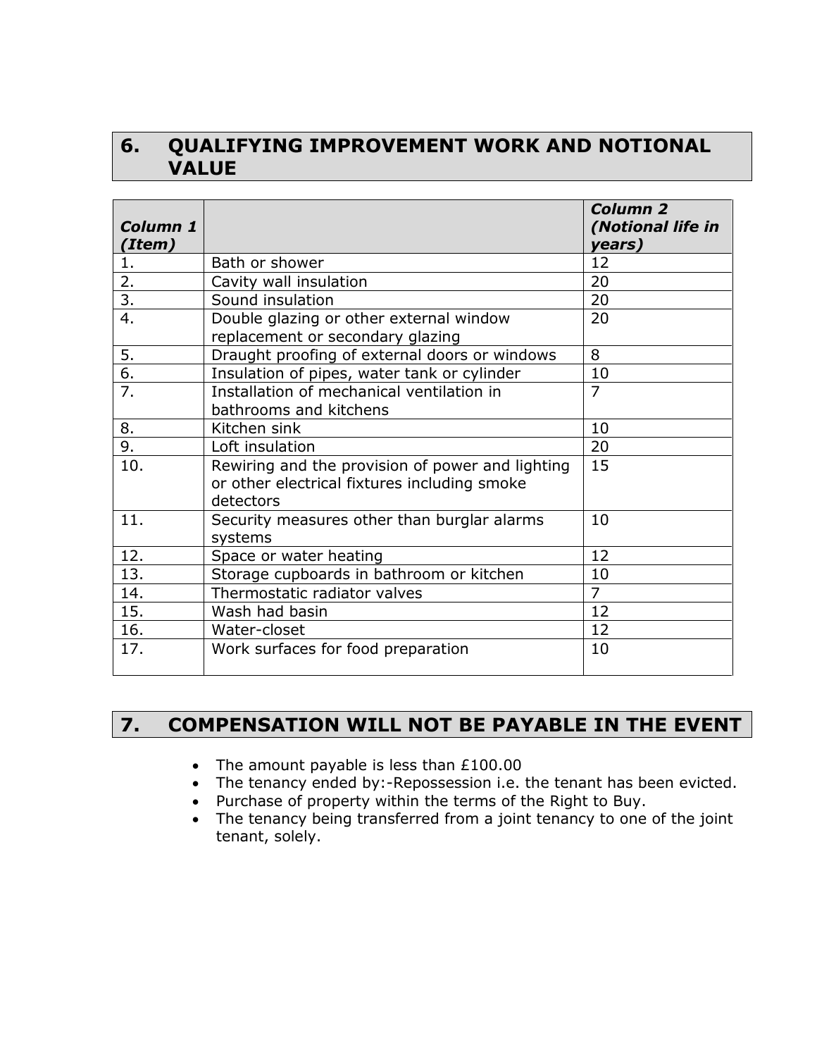## 6. QUALIFYING IMPROVEMENT WORK AND NOTIONAL VALUE

| ***Column 1 (Item)*** | | ***Column 2 (Notional life in years)*** |
|---|---|---|
| 1. | Bath or shower | 12 |
| 2. | Cavity wall insulation | 20 |
| 3. | Sound insulation | 20 |
| 4. | Double glazing or other external window replacement or secondary glazing | 20 |
| 5. | Draught proofing of external doors or windows | 8 |
| 6. | Insulation of pipes, water tank or cylinder | 10 |
| 7. | Installation of mechanical ventilation in bathrooms and kitchens | 7 |
| 8. | Kitchen sink | 10 |
| 9. | Loft insulation | 20 |
| 10. | Rewiring and the provision of power and lighting or other electrical fixtures including smoke detectors | 15 |
| 11. | Security measures other than burglar alarms systems | 10 |
| 12. | Space or water heating | 12 |
| 13. | Storage cupboards in bathroom or kitchen | 10 |
| 14. | Thermostatic radiator valves | 7 |
| 15. | Wash had basin | 12 |
| 16. | Water-closet | 12 |
| 17. | Work surfaces for food preparation | 10 |

## 7. COMPENSATION WILL NOT BE PAYABLE IN THE EVENT

- The amount payable is less than £100.00
- The tenancy ended by:-Repossession i.e. the tenant has been evicted.
- Purchase of property within the terms of the Right to Buy.
- The tenancy being transferred from a joint tenancy to one of the joint tenant, solely.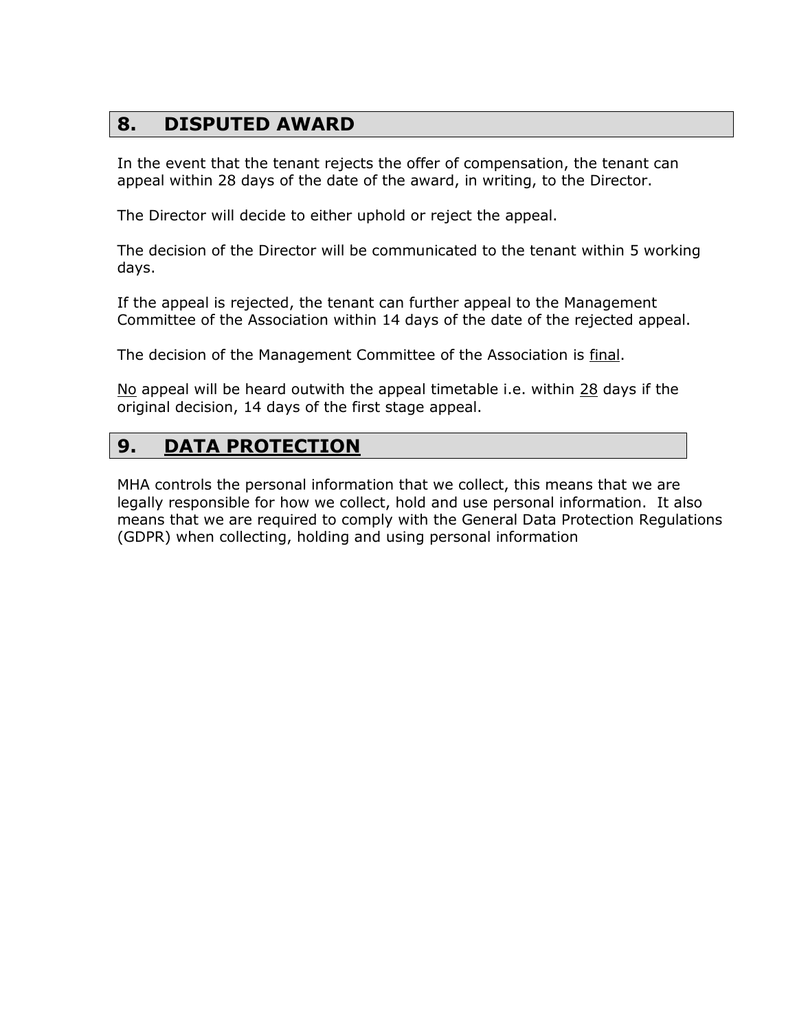## 8. DISPUTED AWARD

In the event that the tenant rejects the offer of compensation, the tenant can appeal within 28 days of the date of the award, in writing, to the Director.

The Director will decide to either uphold or reject the appeal.

The decision of the Director will be communicated to the tenant within 5 working days.

If the appeal is rejected, the tenant can further appeal to the Management Committee of the Association within 14 days of the date of the rejected appeal.

The decision of the Management Committee of the Association is <u>final</u>.

<u>No</u> appeal will be heard outwith the appeal timetable i.e. within <u>28</u> days if the original decision, 14 days of the first stage appeal.

## 9. <u>DATA PROTECTION</u>

MHA controls the personal information that we collect, this means that we are legally responsible for how we collect, hold and use personal information. It also means that we are required to comply with the General Data Protection Regulations (GDPR) when collecting, holding and using personal information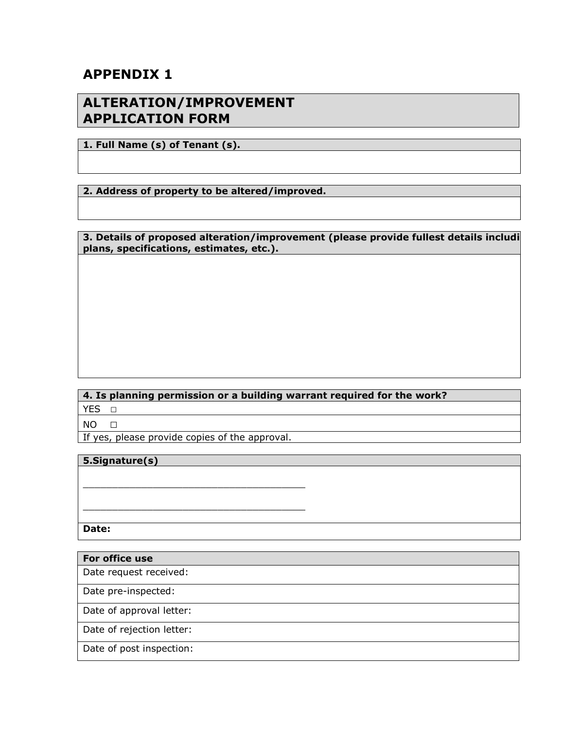# APPENDIX 1

## ALTERATION/IMPROVEMENT APPLICATION FORM

| **1. Full Name (s) of Tenant (s).** |
| --- |
| |

| **2. Address of property to be altered/improved.** |
| --- |
| |

| **3. Details of proposed alteration/improvement (please provide fullest details includi plans, specifications, estimates, etc.).** |
| --- |
| |

| **4. Is planning permission or a building warrant required for the work?** |
| --- |
| YES □ |
| NO □ |
| If yes, please provide copies of the approval. |

| **5.Signature(s)** |
| --- |
| ______________________________________ <br> ______________________________________ |
| **Date:** |

| **For office use** |
| --- |
| Date request received: |
| Date pre-inspected: |
| Date of approval letter: |
| Date of rejection letter: |
| Date of post inspection: |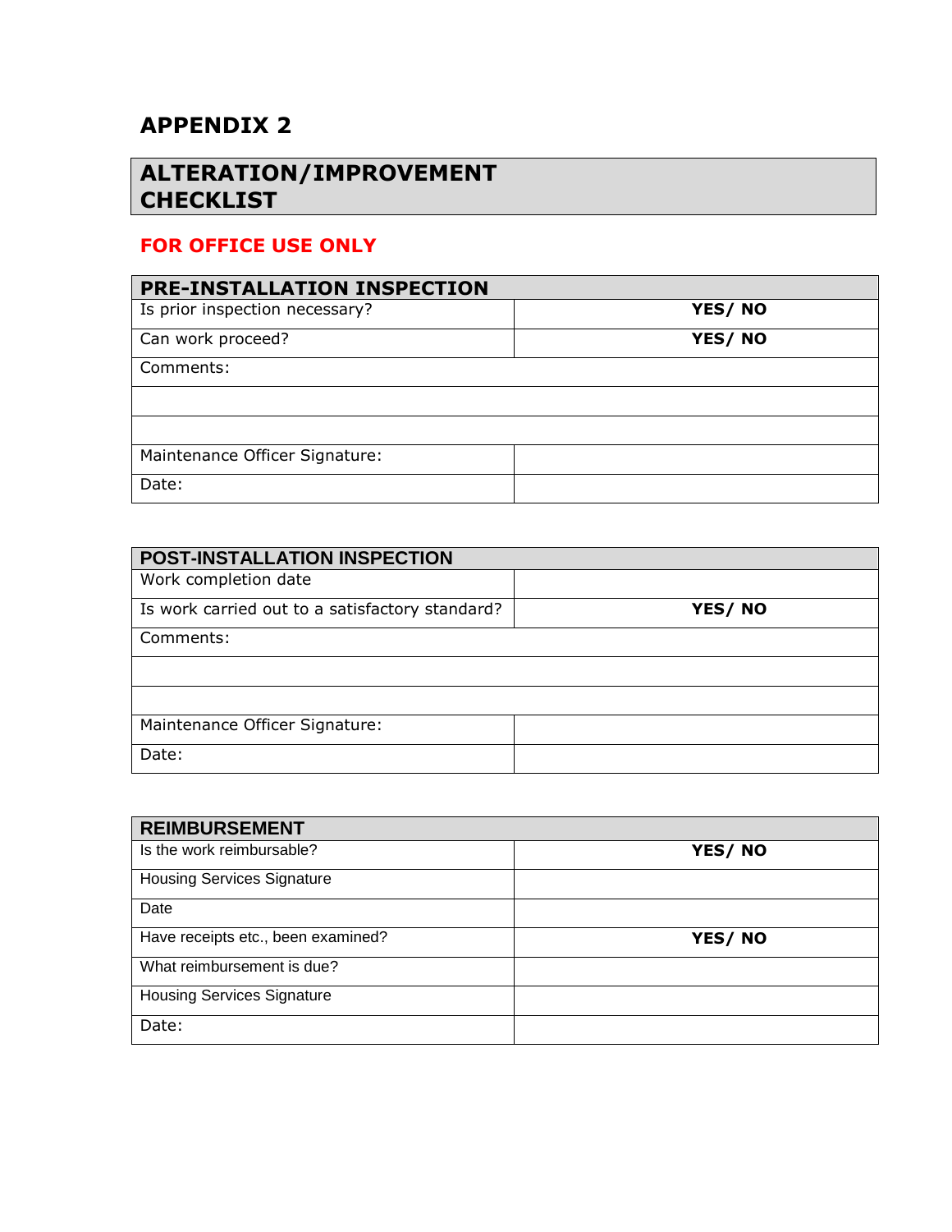## APPENDIX 2

## ALTERATION/IMPROVEMENT CHECKLIST

**FOR OFFICE USE ONLY**

| PRE-INSTALLATION INSPECTION | |
|---|---|
| Is prior inspection necessary? | **YES/ NO** |
| Can work proceed? | **YES/ NO** |
| Comments: | |
| | |
| | |
| Maintenance Officer Signature: | |
| Date: | |

| POST-INSTALLATION INSPECTION | |
|---|---|
| Work completion date | |
| Is work carried out to a satisfactory standard? | **YES/ NO** |
| Comments: | |
| | |
| | |
| Maintenance Officer Signature: | |
| Date: | |

| REIMBURSEMENT | |
|---|---|
| Is the work reimbursable? | **YES/ NO** |
| Housing Services Signature | |
| Date | |
| Have receipts etc., been examined? | **YES/ NO** |
| What reimbursement is due? | |
| Housing Services Signature | |
| Date: | |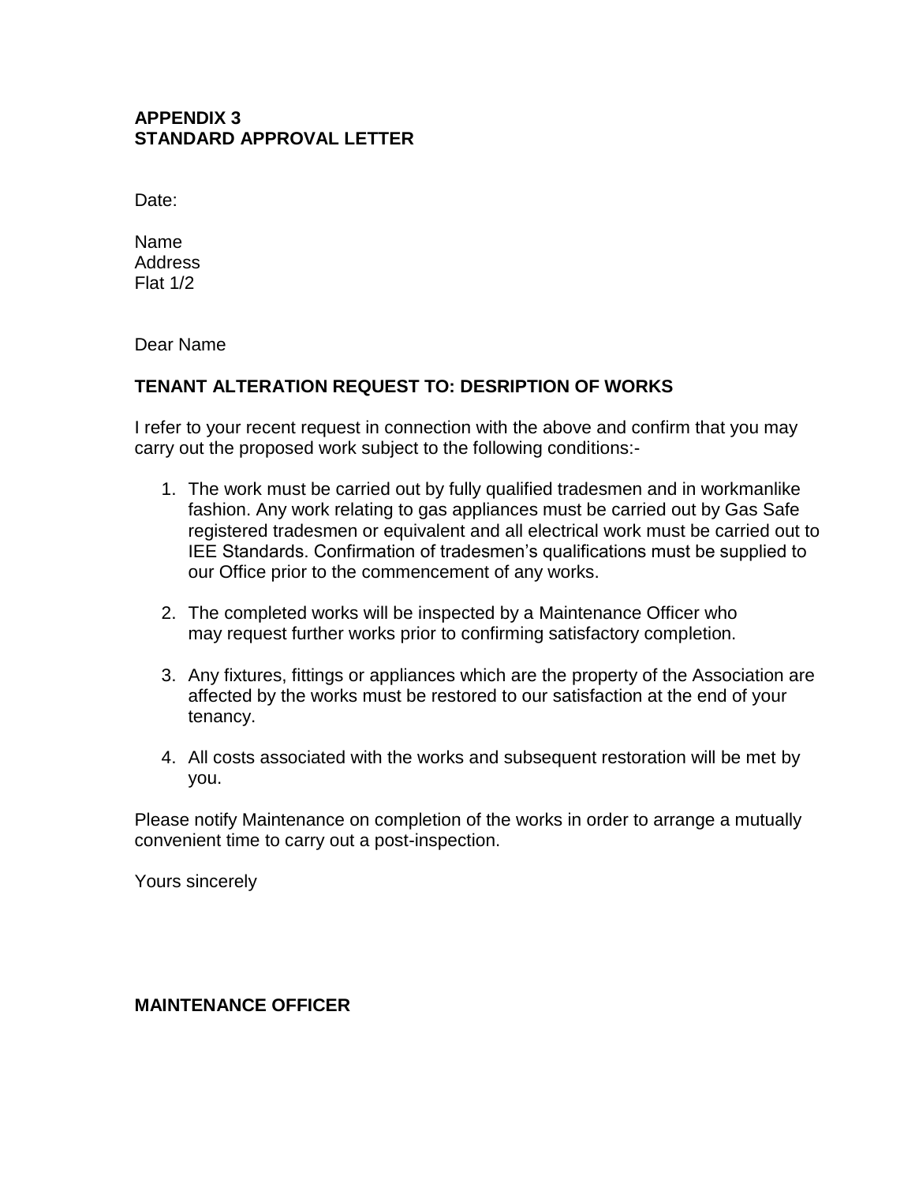**APPENDIX 3**
**STANDARD APPROVAL LETTER**

Date:

Name
Address
Flat 1/2

Dear Name

**TENANT ALTERATION REQUEST TO: DESRIPTION OF WORKS**

I refer to your recent request in connection with the above and confirm that you may carry out the proposed work subject to the following conditions:-

1. The work must be carried out by fully qualified tradesmen and in workmanlike fashion. Any work relating to gas appliances must be carried out by Gas Safe registered tradesmen or equivalent and all electrical work must be carried out to IEE Standards. Confirmation of tradesmen's qualifications must be supplied to our Office prior to the commencement of any works.

2. The completed works will be inspected by a Maintenance Officer who may request further works prior to confirming satisfactory completion.

3. Any fixtures, fittings or appliances which are the property of the Association are affected by the works must be restored to our satisfaction at the end of your tenancy.

4. All costs associated with the works and subsequent restoration will be met by you.

Please notify Maintenance on completion of the works in order to arrange a mutually convenient time to carry out a post-inspection.

Yours sincerely

**MAINTENANCE OFFICER**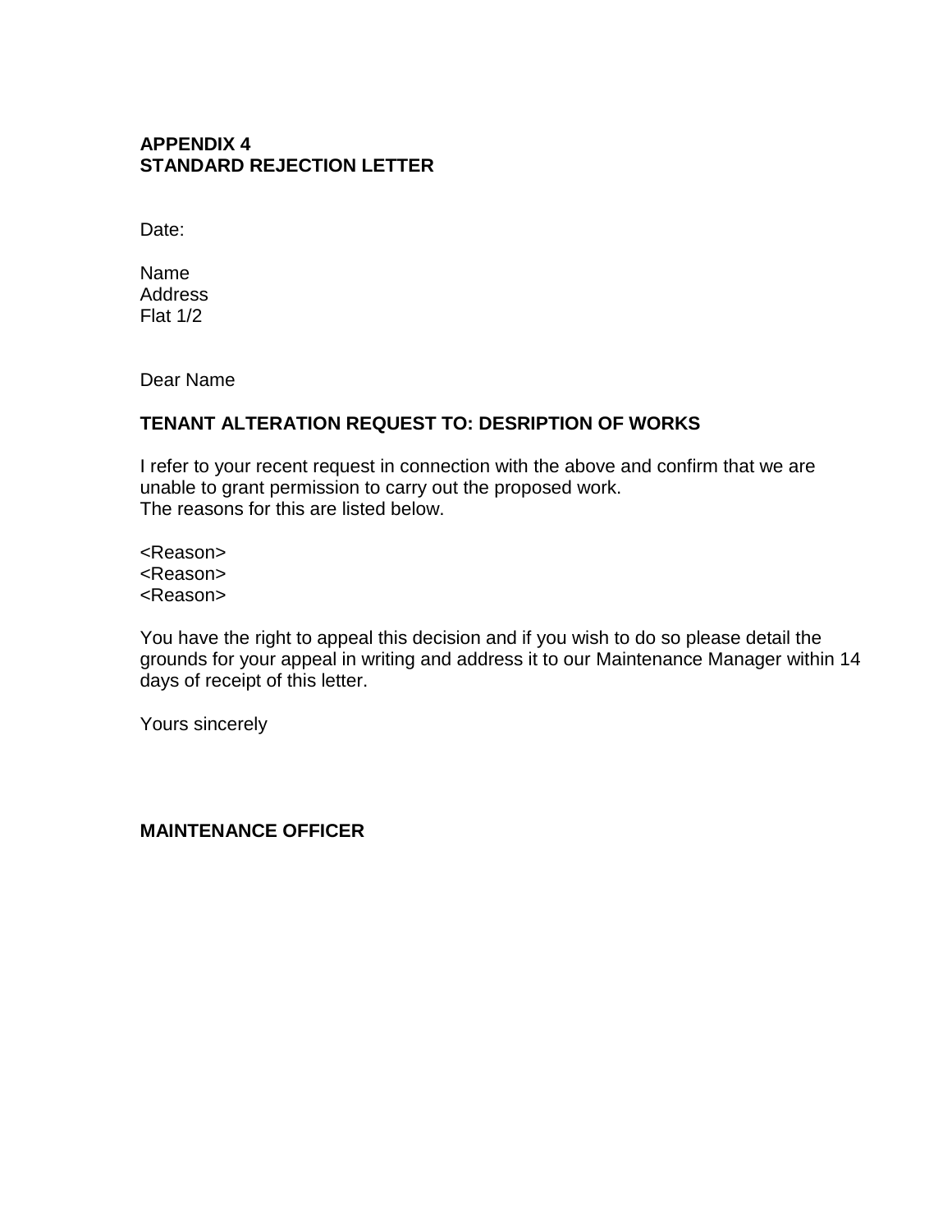**APPENDIX 4**
**STANDARD REJECTION LETTER**

Date:

Name
Address
Flat 1/2

Dear Name

**TENANT ALTERATION REQUEST TO: DESRIPTION OF WORKS**

I refer to your recent request in connection with the above and confirm that we are unable to grant permission to carry out the proposed work.
The reasons for this are listed below.

<Reason>
<Reason>
<Reason>

You have the right to appeal this decision and if you wish to do so please detail the grounds for your appeal in writing and address it to our Maintenance Manager within 14 days of receipt of this letter.

Yours sincerely

**MAINTENANCE OFFICER**